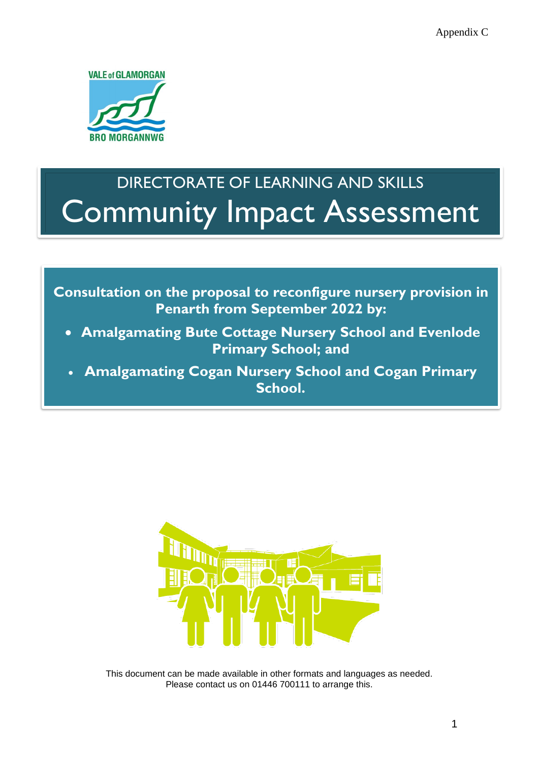Appendix C

# DIRECTORATE OF LEARNING AND SKILLS

# Community Impact Assessment

**Consultation on the proposal to reconfigure nursery provision in Penarth from September 2022 by:**

- **Amalgamating Bute Cottage Nursery School and Evenlode Primary School; and**
- **Amalgamating Cogan Nursery School and Cogan Primary School.**

This document can be made available in other formats and languages as needed. Please contact us on 01446 700111 to arrange this.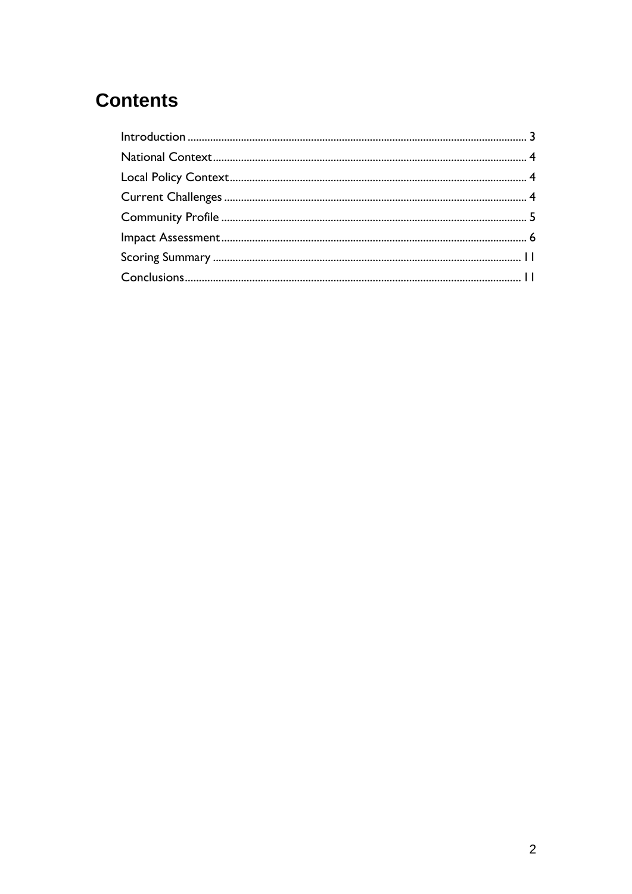# Contents

Introduction ........................................................................................................................ 3
National Context.............................................................................................................. 4
Local Policy Context......................................................................................................... 4
Current Challenges .......................................................................................................... 4
Community Profile ........................................................................................................... 5
Impact Assessment............................................................................................................ 6
Scoring Summary ............................................................................................................ 11
Conclusions...................................................................................................................... 11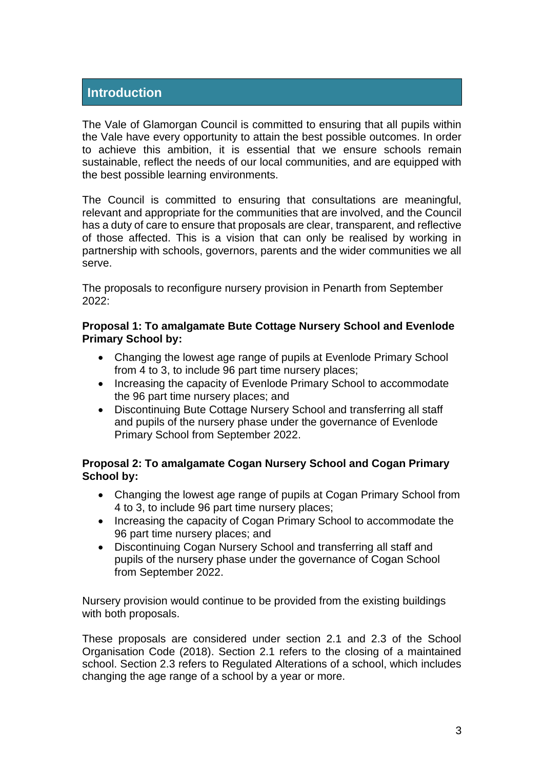## Introduction

The Vale of Glamorgan Council is committed to ensuring that all pupils within the Vale have every opportunity to attain the best possible outcomes. In order to achieve this ambition, it is essential that we ensure schools remain sustainable, reflect the needs of our local communities, and are equipped with the best possible learning environments.

The Council is committed to ensuring that consultations are meaningful, relevant and appropriate for the communities that are involved, and the Council has a duty of care to ensure that proposals are clear, transparent, and reflective of those affected. This is a vision that can only be realised by working in partnership with schools, governors, parents and the wider communities we all serve.

The proposals to reconfigure nursery provision in Penarth from September 2022:

**Proposal 1: To amalgamate Bute Cottage Nursery School and Evenlode Primary School by:**

- Changing the lowest age range of pupils at Evenlode Primary School from 4 to 3, to include 96 part time nursery places;
- Increasing the capacity of Evenlode Primary School to accommodate the 96 part time nursery places; and
- Discontinuing Bute Cottage Nursery School and transferring all staff and pupils of the nursery phase under the governance of Evenlode Primary School from September 2022.

**Proposal 2: To amalgamate Cogan Nursery School and Cogan Primary School by:**

- Changing the lowest age range of pupils at Cogan Primary School from 4 to 3, to include 96 part time nursery places;
- Increasing the capacity of Cogan Primary School to accommodate the 96 part time nursery places; and
- Discontinuing Cogan Nursery School and transferring all staff and pupils of the nursery phase under the governance of Cogan School from September 2022.

Nursery provision would continue to be provided from the existing buildings with both proposals.

These proposals are considered under section 2.1 and 2.3 of the School Organisation Code (2018). Section 2.1 refers to the closing of a maintained school. Section 2.3 refers to Regulated Alterations of a school, which includes changing the age range of a school by a year or more.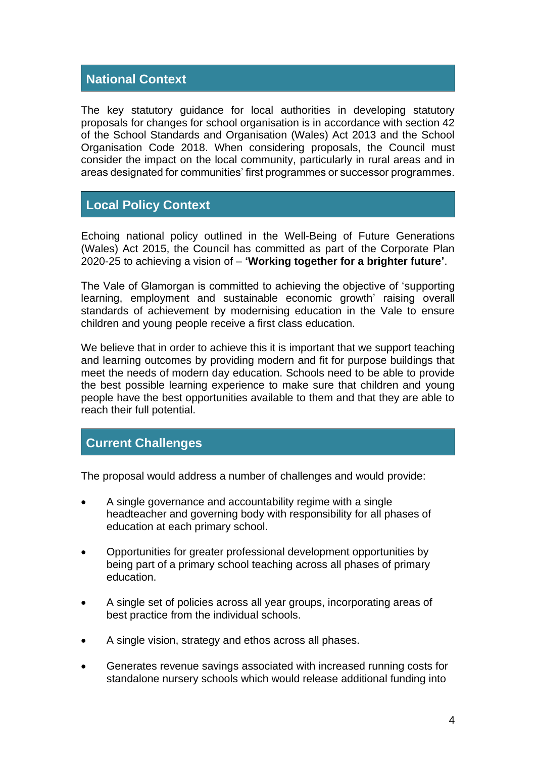## National Context

The key statutory guidance for local authorities in developing statutory proposals for changes for school organisation is in accordance with section 42 of the School Standards and Organisation (Wales) Act 2013 and the School Organisation Code 2018. When considering proposals, the Council must consider the impact on the local community, particularly in rural areas and in areas designated for communities' first programmes or successor programmes.

## Local Policy Context

Echoing national policy outlined in the Well-Being of Future Generations (Wales) Act 2015, the Council has committed as part of the Corporate Plan 2020-25 to achieving a vision of – **'Working together for a brighter future'**.

The Vale of Glamorgan is committed to achieving the objective of 'supporting learning, employment and sustainable economic growth' raising overall standards of achievement by modernising education in the Vale to ensure children and young people receive a first class education.

We believe that in order to achieve this it is important that we support teaching and learning outcomes by providing modern and fit for purpose buildings that meet the needs of modern day education. Schools need to be able to provide the best possible learning experience to make sure that children and young people have the best opportunities available to them and that they are able to reach their full potential.

## Current Challenges

The proposal would address a number of challenges and would provide:

- A single governance and accountability regime with a single headteacher and governing body with responsibility for all phases of education at each primary school.
- Opportunities for greater professional development opportunities by being part of a primary school teaching across all phases of primary education.
- A single set of policies across all year groups, incorporating areas of best practice from the individual schools.
- A single vision, strategy and ethos across all phases.
- Generates revenue savings associated with increased running costs for standalone nursery schools which would release additional funding into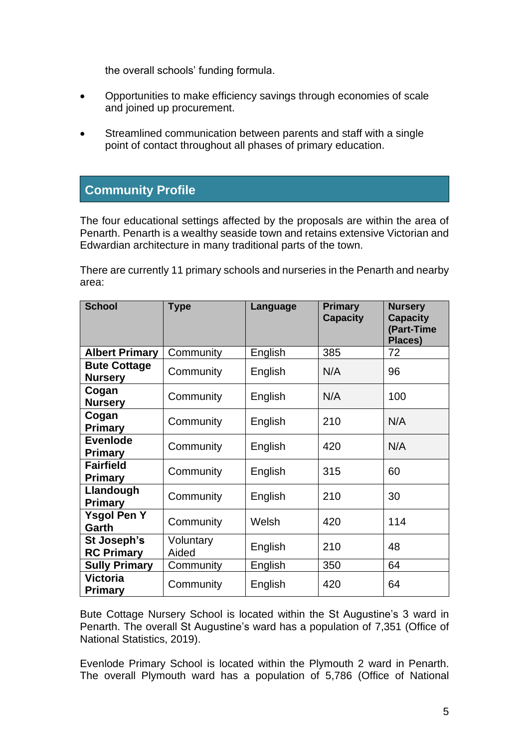the overall schools' funding formula.

- Opportunities to make efficiency savings through economies of scale and joined up procurement.

- Streamlined communication between parents and staff with a single point of contact throughout all phases of primary education.

## Community Profile

The four educational settings affected by the proposals are within the area of Penarth. Penarth is a wealthy seaside town and retains extensive Victorian and Edwardian architecture in many traditional parts of the town.

There are currently 11 primary schools and nurseries in the Penarth and nearby area:

| School | Type | Language | Primary Capacity | Nursery Capacity (Part-Time Places) |
|---|---|---|---|---|
| **Albert Primary** | Community | English | 385 | 72 |
| **Bute Cottage Nursery** | Community | English | N/A | 96 |
| **Cogan Nursery** | Community | English | N/A | 100 |
| **Cogan Primary** | Community | English | 210 | N/A |
| **Evenlode Primary** | Community | English | 420 | N/A |
| **Fairfield Primary** | Community | English | 315 | 60 |
| **Llandough Primary** | Community | English | 210 | 30 |
| **Ysgol Pen Y Garth** | Community | Welsh | 420 | 114 |
| **St Joseph's RC Primary** | Voluntary Aided | English | 210 | 48 |
| **Sully Primary** | Community | English | 350 | 64 |
| **Victoria Primary** | Community | English | 420 | 64 |

Bute Cottage Nursery School is located within the St Augustine's 3 ward in Penarth. The overall St Augustine's ward has a population of 7,351 (Office of National Statistics, 2019).

Evenlode Primary School is located within the Plymouth 2 ward in Penarth. The overall Plymouth ward has a population of 5,786 (Office of National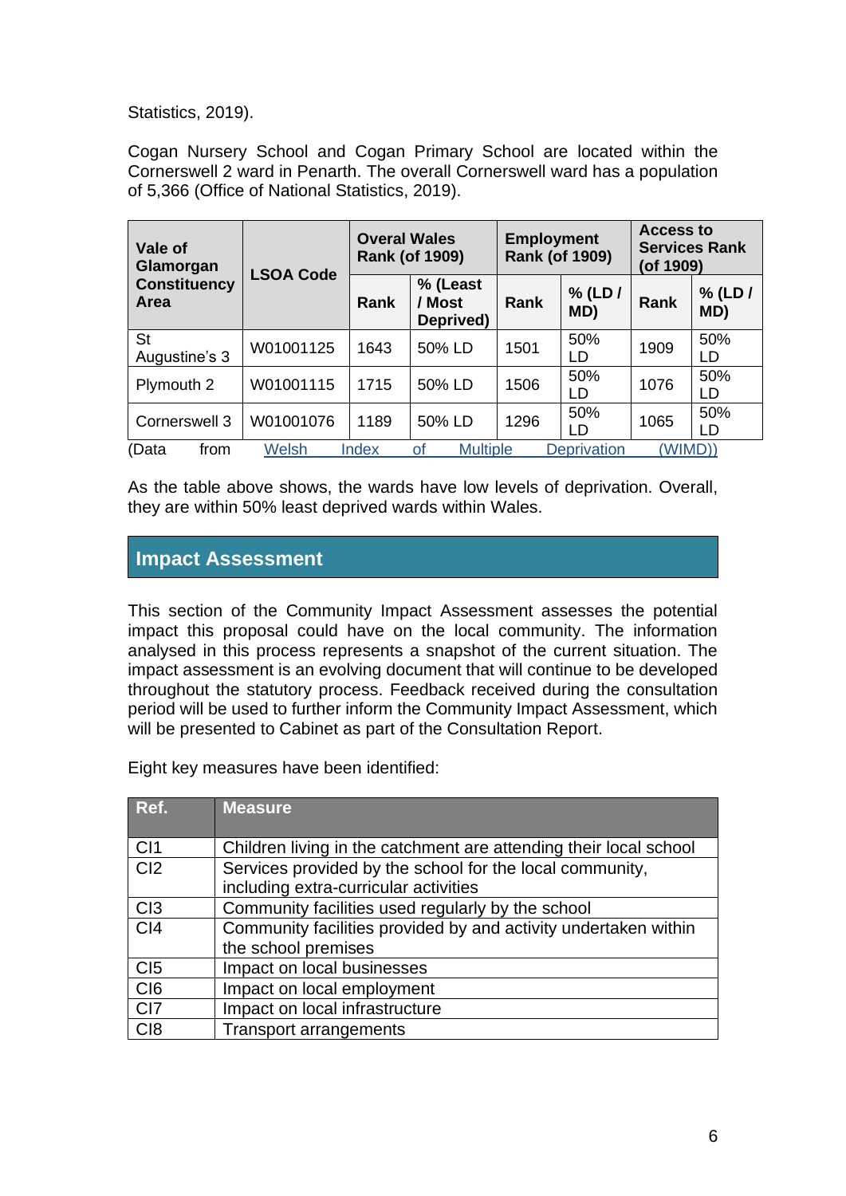Statistics, 2019).

Cogan Nursery School and Cogan Primary School are located within the Cornerswell 2 ward in Penarth. The overall Cornerswell ward has a population of 5,366 (Office of National Statistics, 2019).

| Vale of Glamorgan Constituency Area | LSOA Code | Overal Wales Rank (of 1909) | | Employment Rank (of 1909) | | Access to Services Rank (of 1909) | |
|---|---|---|---|---|---|---|---|
| | | Rank | % (Least / Most Deprived) | Rank | % (LD / MD) | Rank | % (LD / MD) |
| St Augustine's 3 | W01001125 | 1643 | 50% LD | 1501 | 50% LD | 1909 | 50% LD |
| Plymouth 2 | W01001115 | 1715 | 50% LD | 1506 | 50% LD | 1076 | 50% LD |
| Cornerswell 3 | W01001076 | 1189 | 50% LD | 1296 | 50% LD | 1065 | 50% LD |

(Data from Welsh Index of Multiple Deprivation (WIMD))

As the table above shows, the wards have low levels of deprivation. Overall, they are within 50% least deprived wards within Wales.

## Impact Assessment

This section of the Community Impact Assessment assesses the potential impact this proposal could have on the local community. The information analysed in this process represents a snapshot of the current situation. The impact assessment is an evolving document that will continue to be developed throughout the statutory process. Feedback received during the consultation period will be used to further inform the Community Impact Assessment, which will be presented to Cabinet as part of the Consultation Report.

Eight key measures have been identified:

| Ref. | Measure |
|---|---|
| CI1 | Children living in the catchment are attending their local school |
| CI2 | Services provided by the school for the local community, including extra-curricular activities |
| CI3 | Community facilities used regularly by the school |
| CI4 | Community facilities provided by and activity undertaken within the school premises |
| CI5 | Impact on local businesses |
| CI6 | Impact on local employment |
| CI7 | Impact on local infrastructure |
| CI8 | Transport arrangements |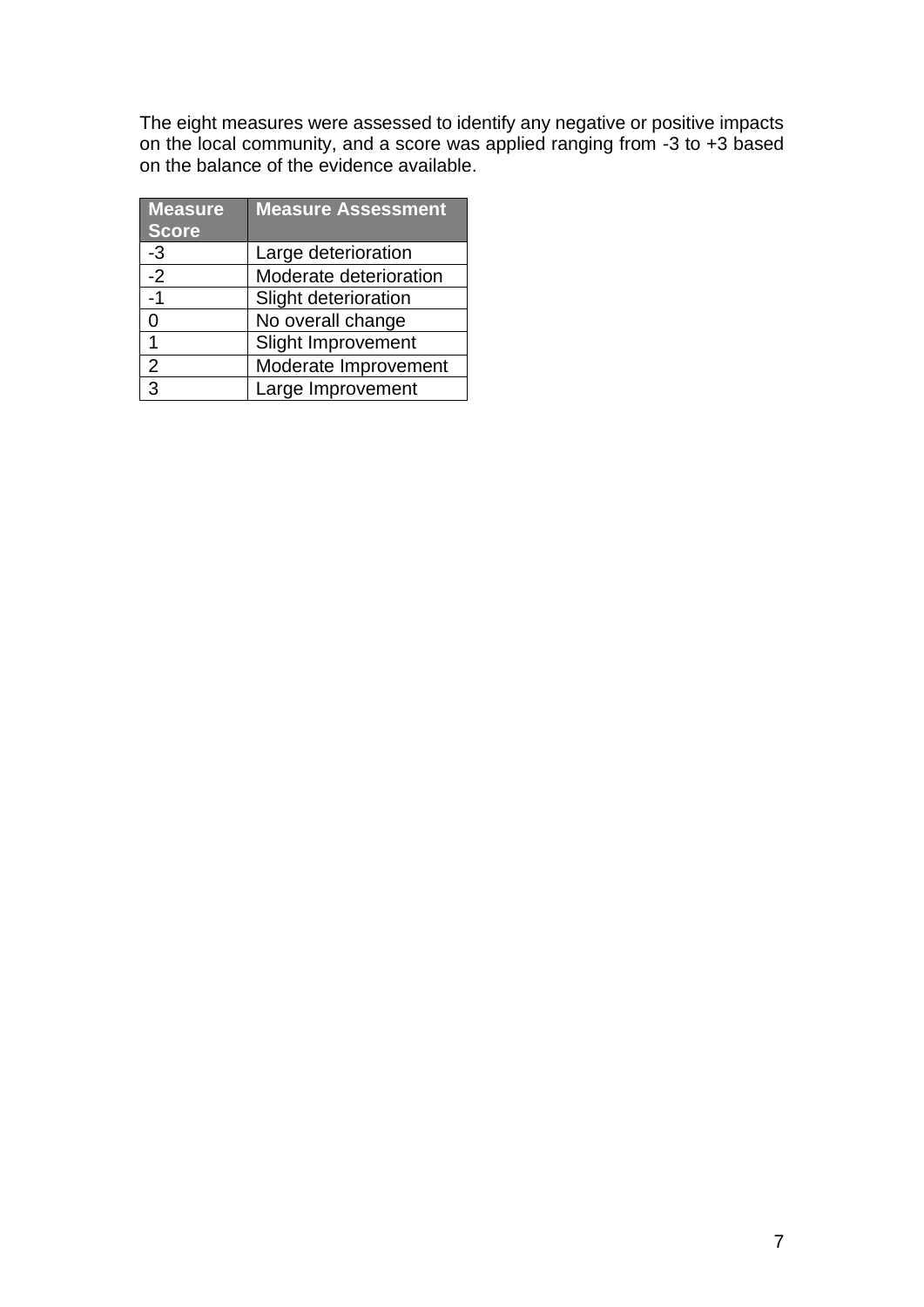The eight measures were assessed to identify any negative or positive impacts on the local community, and a score was applied ranging from -3 to +3 based on the balance of the evidence available.

| Measure Score | Measure Assessment |
| --- | --- |
| -3 | Large deterioration |
| -2 | Moderate deterioration |
| -1 | Slight deterioration |
| 0 | No overall change |
| 1 | Slight Improvement |
| 2 | Moderate Improvement |
| 3 | Large Improvement |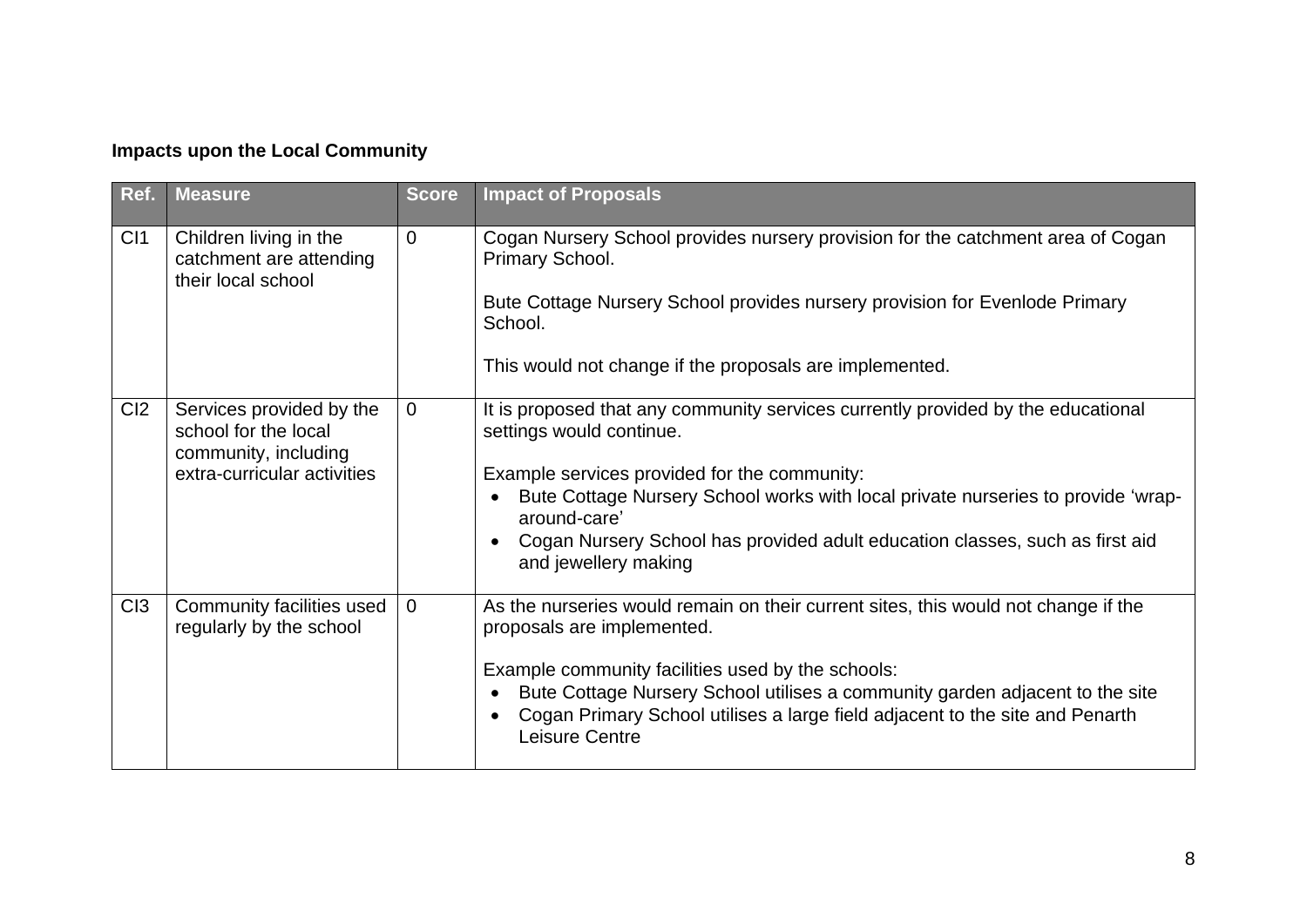**Impacts upon the Local Community**

| Ref. | Measure | Score | Impact of Proposals |
|---|---|---|---|
| CI1 | Children living in the catchment are attending their local school | 0 | Cogan Nursery School provides nursery provision for the catchment area of Cogan Primary School.<br><br>Bute Cottage Nursery School provides nursery provision for Evenlode Primary School.<br><br>This would not change if the proposals are implemented. |
| CI2 | Services provided by the school for the local community, including extra-curricular activities | 0 | It is proposed that any community services currently provided by the educational settings would continue.<br><br>Example services provided for the community:<br>• Bute Cottage Nursery School works with local private nurseries to provide 'wrap-around-care'<br>• Cogan Nursery School has provided adult education classes, such as first aid and jewellery making |
| CI3 | Community facilities used regularly by the school | 0 | As the nurseries would remain on their current sites, this would not change if the proposals are implemented.<br><br>Example community facilities used by the schools:<br>• Bute Cottage Nursery School utilises a community garden adjacent to the site<br>• Cogan Primary School utilises a large field adjacent to the site and Penarth Leisure Centre |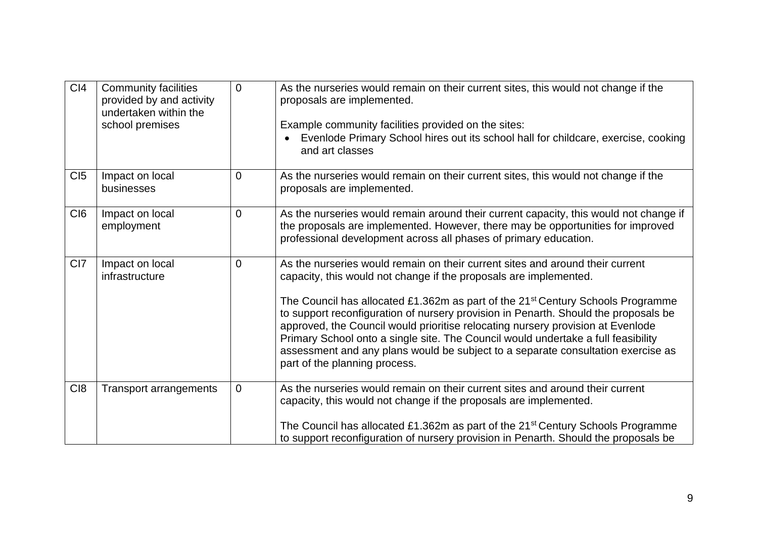| | | | |
|---|---|---|---|
| CI4 | Community facilities provided by and activity undertaken within the school premises | 0 | As the nurseries would remain on their current sites, this would not change if the proposals are implemented.<br><br>Example community facilities provided on the sites:<br>• Evenlode Primary School hires out its school hall for childcare, exercise, cooking and art classes |
| CI5 | Impact on local businesses | 0 | As the nurseries would remain on their current sites, this would not change if the proposals are implemented. |
| CI6 | Impact on local employment | 0 | As the nurseries would remain around their current capacity, this would not change if the proposals are implemented. However, there may be opportunities for improved professional development across all phases of primary education. |
| CI7 | Impact on local infrastructure | 0 | As the nurseries would remain on their current sites and around their current capacity, this would not change if the proposals are implemented.<br><br>The Council has allocated £1.362m as part of the 21st Century Schools Programme to support reconfiguration of nursery provision in Penarth. Should the proposals be approved, the Council would prioritise relocating nursery provision at Evenlode Primary School onto a single site. The Council would undertake a full feasibility assessment and any plans would be subject to a separate consultation exercise as part of the planning process. |
| CI8 | Transport arrangements | 0 | As the nurseries would remain on their current sites and around their current capacity, this would not change if the proposals are implemented.<br><br>The Council has allocated £1.362m as part of the 21st Century Schools Programme to support reconfiguration of nursery provision in Penarth. Should the proposals be |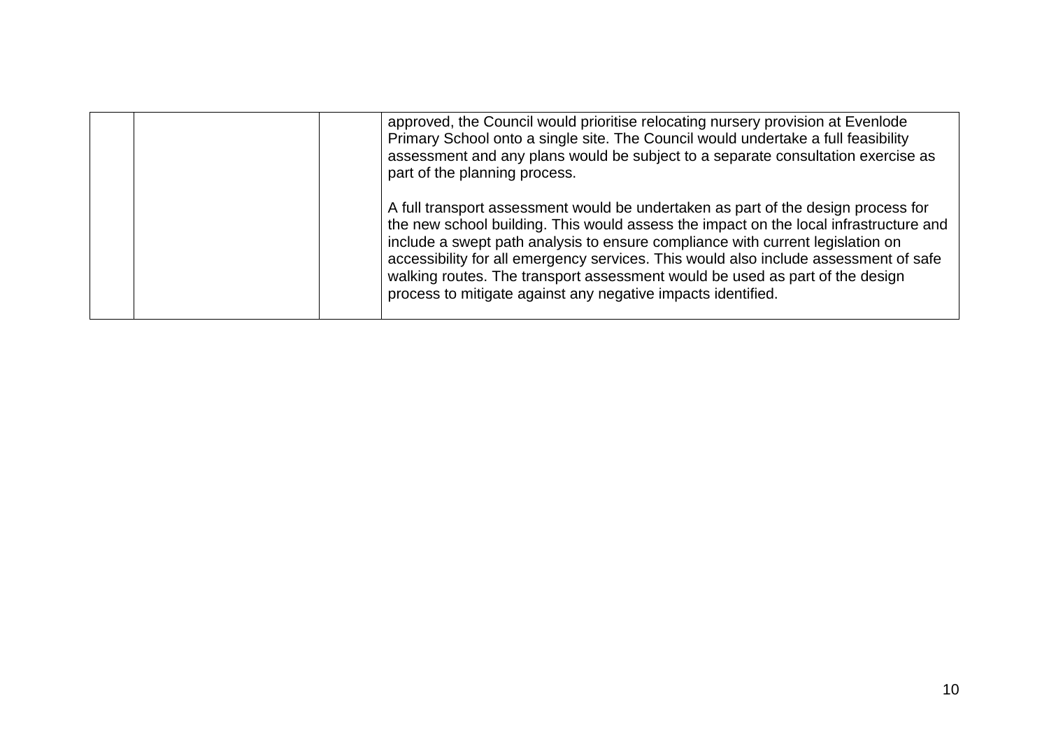|  |  |  |  |
|---|---|---|---|
|  |  |  | approved, the Council would prioritise relocating nursery provision at Evenlode Primary School onto a single site. The Council would undertake a full feasibility assessment and any plans would be subject to a separate consultation exercise as part of the planning process.<br><br>A full transport assessment would be undertaken as part of the design process for the new school building. This would assess the impact on the local infrastructure and include a swept path analysis to ensure compliance with current legislation on accessibility for all emergency services. This would also include assessment of safe walking routes. The transport assessment would be used as part of the design process to mitigate against any negative impacts identified. |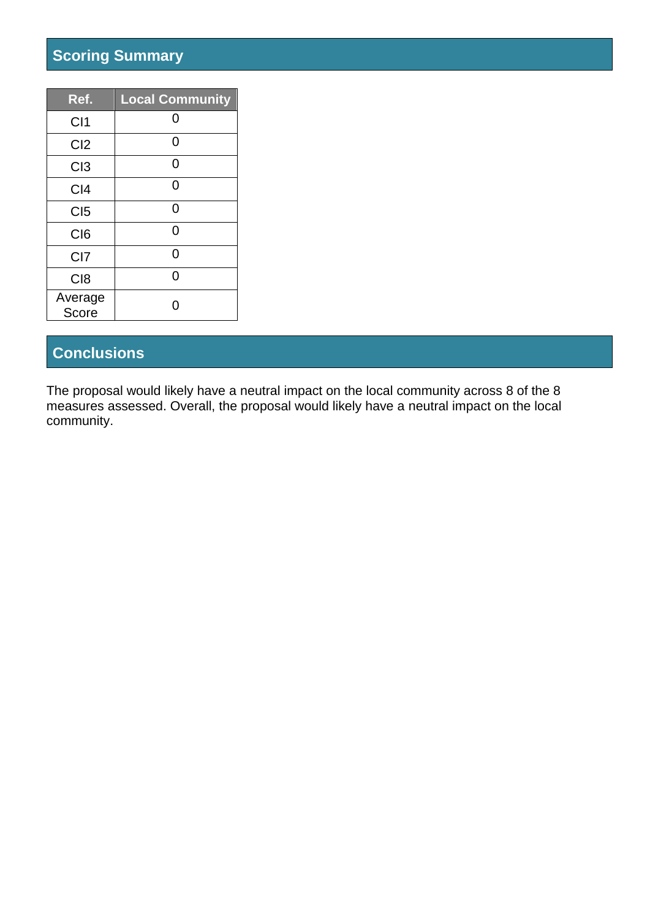## Scoring Summary

| Ref. | Local Community |
|---|---|
| CI1 | 0 |
| CI2 | 0 |
| CI3 | 0 |
| CI4 | 0 |
| CI5 | 0 |
| CI6 | 0 |
| CI7 | 0 |
| CI8 | 0 |
| Average Score | 0 |

## Conclusions

The proposal would likely have a neutral impact on the local community across 8 of the 8 measures assessed. Overall, the proposal would likely have a neutral impact on the local community.